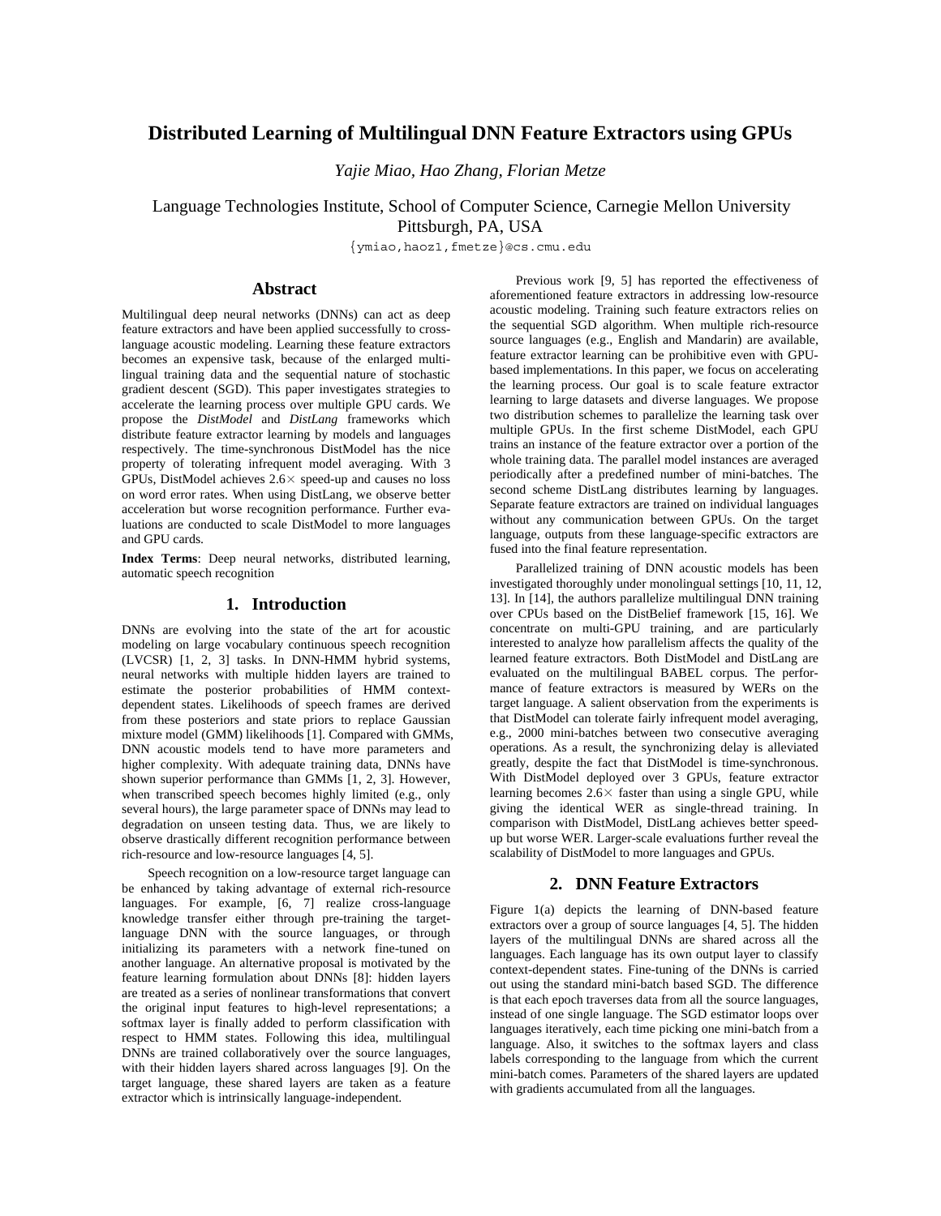# Distributed Learning of Multilingual DNN Feature Extractors using GPUs

*Yajie Miao, Hao Zhang, Florian Metze*

Language Technologies Institute, School of Computer Science, Carnegie Mellon University
Pittsburgh, PA, USA

{ymiao,haoz1,fmetze}@cs.cmu.edu

## Abstract

Multilingual deep neural networks (DNNs) can act as deep feature extractors and have been applied successfully to cross-language acoustic modeling. Learning these feature extractors becomes an expensive task, because of the enlarged multilingual training data and the sequential nature of stochastic gradient descent (SGD). This paper investigates strategies to accelerate the learning process over multiple GPU cards. We propose the *DistModel* and *DistLang* frameworks which distribute feature extractor learning by models and languages respectively. The time-synchronous DistModel has the nice property of tolerating infrequent model averaging. With 3 GPUs, DistModel achieves 2.6× speed-up and causes no loss on word error rates. When using DistLang, we observe better acceleration but worse recognition performance. Further evaluations are conducted to scale DistModel to more languages and GPU cards.

**Index Terms**: Deep neural networks, distributed learning, automatic speech recognition

## 1. Introduction

DNNs are evolving into the state of the art for acoustic modeling on large vocabulary continuous speech recognition (LVCSR) [1, 2, 3] tasks. In DNN-HMM hybrid systems, neural networks with multiple hidden layers are trained to estimate the posterior probabilities of HMM context-dependent states. Likelihoods of speech frames are derived from these posteriors and state priors to replace Gaussian mixture model (GMM) likelihoods [1]. Compared with GMMs, DNN acoustic models tend to have more parameters and higher complexity. With adequate training data, DNNs have shown superior performance than GMMs [1, 2, 3]. However, when transcribed speech becomes highly limited (e.g., only several hours), the large parameter space of DNNs may lead to degradation on unseen testing data. Thus, we are likely to observe drastically different recognition performance between rich-resource and low-resource languages [4, 5].

Speech recognition on a low-resource target language can be enhanced by taking advantage of external rich-resource languages. For example, [6, 7] realize cross-language knowledge transfer either through pre-training the target-language DNN with the source languages, or through initializing its parameters with a network fine-tuned on another language. An alternative proposal is motivated by the feature learning formulation about DNNs [8]: hidden layers are treated as a series of nonlinear transformations that convert the original input features to high-level representations; a softmax layer is finally added to perform classification with respect to HMM states. Following this idea, multilingual DNNs are trained collaboratively over the source languages, with their hidden layers shared across languages [9]. On the target language, these shared layers are taken as a feature extractor which is intrinsically language-independent.

Previous work [9, 5] has reported the effectiveness of aforementioned feature extractors in addressing low-resource acoustic modeling. Training such feature extractors relies on the sequential SGD algorithm. When multiple rich-resource source languages (e.g., English and Mandarin) are available, feature extractor learning can be prohibitive even with GPU-based implementations. In this paper, we focus on accelerating the learning process. Our goal is to scale feature extractor learning to large datasets and diverse languages. We propose two distribution schemes to parallelize the learning task over multiple GPUs. In the first scheme DistModel, each GPU trains an instance of the feature extractor over a portion of the whole training data. The parallel model instances are averaged periodically after a predefined number of mini-batches. The second scheme DistLang distributes learning by languages. Separate feature extractors are trained on individual languages without any communication between GPUs. On the target language, outputs from these language-specific extractors are fused into the final feature representation.

Parallelized training of DNN acoustic models has been investigated thoroughly under monolingual settings [10, 11, 12, 13]. In [14], the authors parallelize multilingual DNN training over CPUs based on the DistBelief framework [15, 16]. We concentrate on multi-GPU training, and are particularly interested to analyze how parallelism affects the quality of the learned feature extractors. Both DistModel and DistLang are evaluated on the multilingual BABEL corpus. The performance of feature extractors is measured by WERs on the target language. A salient observation from the experiments is that DistModel can tolerate fairly infrequent model averaging, e.g., 2000 mini-batches between two consecutive averaging operations. As a result, the synchronizing delay is alleviated greatly, despite the fact that DistModel is time-synchronous. With DistModel deployed over 3 GPUs, feature extractor learning becomes 2.6× faster than using a single GPU, while giving the identical WER as single-thread training. In comparison with DistModel, DistLang achieves better speed-up but worse WER. Larger-scale evaluations further reveal the scalability of DistModel to more languages and GPUs.

## 2. DNN Feature Extractors

Figure 1(a) depicts the learning of DNN-based feature extractors over a group of source languages [4, 5]. The hidden layers of the multilingual DNNs are shared across all the languages. Each language has its own output layer to classify context-dependent states. Fine-tuning of the DNNs is carried out using the standard mini-batch based SGD. The difference is that each epoch traverses data from all the source languages, instead of one single language. The SGD estimator loops over languages iteratively, each time picking one mini-batch from a language. Also, it switches to the softmax layers and class labels corresponding to the language from which the current mini-batch comes. Parameters of the shared layers are updated with gradients accumulated from all the languages.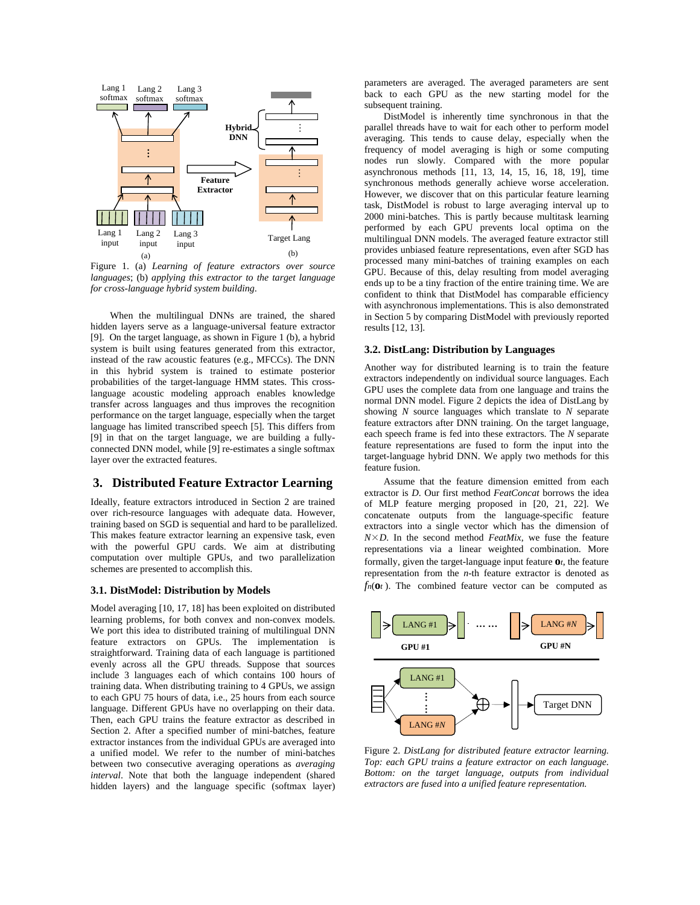Figure 1. (a) *Learning of feature extractors over source languages*; (b) *applying this extractor to the target language for cross-language hybrid system building*.

When the multilingual DNNs are trained, the shared hidden layers serve as a language-universal feature extractor [9]. On the target language, as shown in Figure 1 (b), a hybrid system is built using features generated from this extractor, instead of the raw acoustic features (e.g., MFCCs). The DNN in this hybrid system is trained to estimate posterior probabilities of the target-language HMM states. This cross-language acoustic modeling enables knowledge transfer across languages and thus improves the recognition performance on the target language, especially when the target language has limited transcribed speech [5]. This differs from [9] in that on the target language, we are building a fully-connected DNN model, while [9] re-estimates a single softmax layer over the extracted features.

## 3. Distributed Feature Extractor Learning

Ideally, feature extractors introduced in Section 2 are trained over rich-resource languages with adequate data. However, training based on SGD is sequential and hard to be parallelized. This makes feature extractor learning an expensive task, even with the powerful GPU cards. We aim at distributing computation over multiple GPUs, and two parallelization schemes are presented to accomplish this.

### 3.1. DistModel: Distribution by Models

Model averaging [10, 17, 18] has been exploited on distributed learning problems, for both convex and non-convex models. We port this idea to distributed training of multilingual DNN feature extractors on GPUs. The implementation is straightforward. Training data of each language is partitioned evenly across all the GPU threads. Suppose that sources include 3 languages each of which contains 100 hours of training data. When distributing training to 4 GPUs, we assign to each GPU 75 hours of data, i.e., 25 hours from each source language. Different GPUs have no overlapping on their data. Then, each GPU trains the feature extractor as described in Section 2. After a specified number of mini-batches, feature extractor instances from the individual GPUs are averaged into a unified model. We refer to the number of mini-batches between two consecutive averaging operations as *averaging interval*. Note that both the language independent (shared hidden layers) and the language specific (softmax layer) parameters are averaged. The averaged parameters are sent back to each GPU as the new starting model for the subsequent training.

DistModel is inherently time synchronous in that the parallel threads have to wait for each other to perform model averaging. This tends to cause delay, especially when the frequency of model averaging is high or some computing nodes run slowly. Compared with the more popular asynchronous methods [11, 13, 14, 15, 16, 18, 19], time synchronous methods generally achieve worse acceleration. However, we discover that on this particular feature learning task, DistModel is robust to large averaging interval up to 2000 mini-batches. This is partly because multitask learning performed by each GPU prevents local optima on the multilingual DNN models. The averaged feature extractor still provides unbiased feature representations, even after SGD has processed many mini-batches of training examples on each GPU. Because of this, delay resulting from model averaging ends up to be a tiny fraction of the entire training time. We are confident to think that DistModel has comparable efficiency with asynchronous implementations. This is also demonstrated in Section 5 by comparing DistModel with previously reported results [12, 13].

### 3.2. DistLang: Distribution by Languages

Another way for distributed learning is to train the feature extractors independently on individual source languages. Each GPU uses the complete data from one language and trains the normal DNN model. Figure 2 depicts the idea of DistLang by showing $N$ source languages which translate to $N$ separate feature extractors after DNN training. On the target language, each speech frame is fed into these extractors. The $N$ separate feature representations are fused to form the input into the target-language hybrid DNN. We apply two methods for this feature fusion.

Assume that the feature dimension emitted from each extractor is $D$. Our first method *FeatConcat* borrows the idea of MLP feature merging proposed in [20, 21, 22]. We concatenate outputs from the language-specific feature extractors into a single vector which has the dimension of $N \times D$. In the second method *FeatMix*, we fuse the feature representations via a linear weighted combination. More formally, given the target-language input feature $\mathbf{o}_t$, the feature representation from the $n$-th feature extractor is denoted as $f_n(\mathbf{o}_t)$. The combined feature vector can be computed as

Figure 2. *DistLang for distributed feature extractor learning. Top: each GPU trains a feature extractor on each language. Bottom: on the target language, outputs from individual extractors are fused into a unified feature representation.*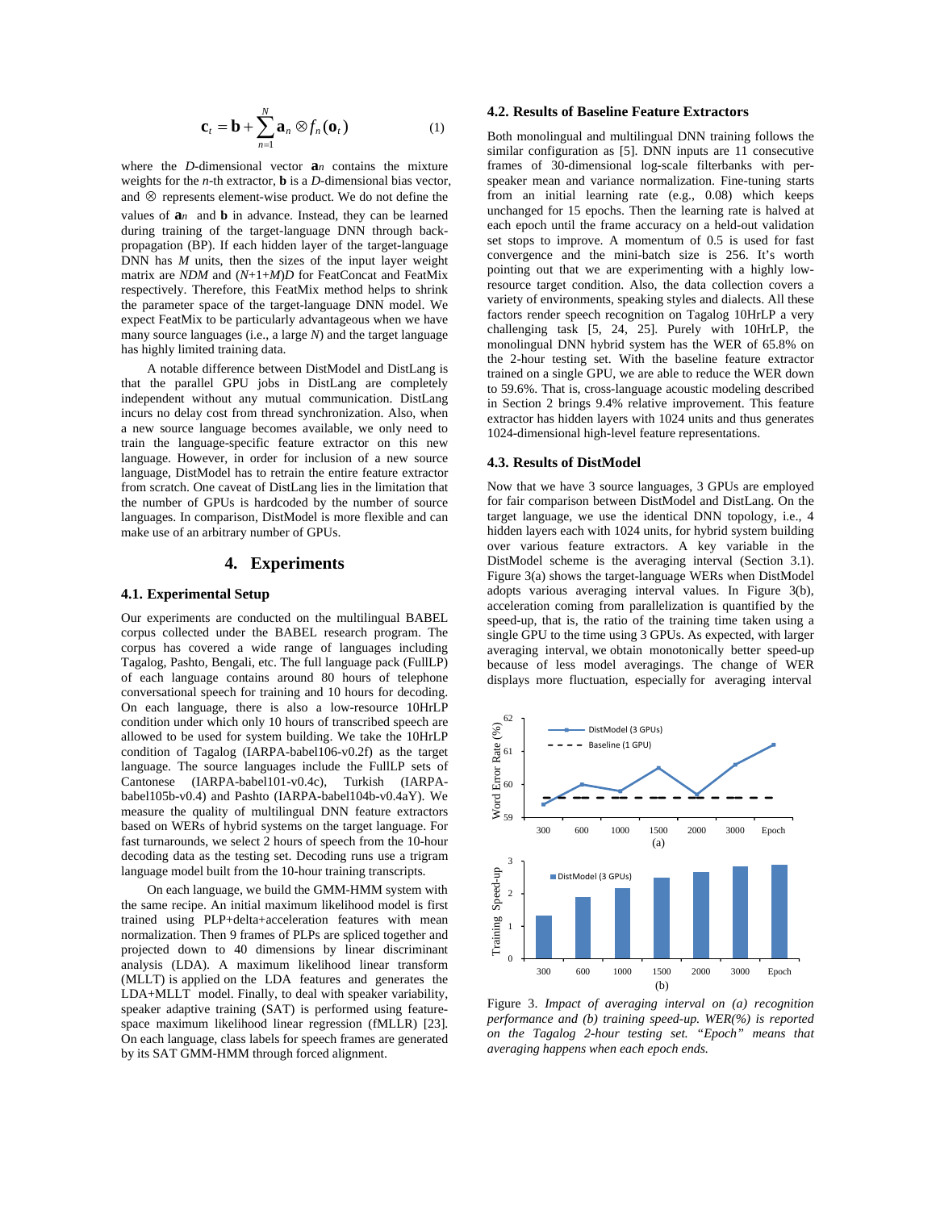$$\mathbf{c}_t = \mathbf{b} + \sum_{n=1}^{N} \mathbf{a}_n \otimes f_n(\mathbf{o}_t) \tag{1}$$

where the $D$-dimensional vector $\mathbf{a}_n$ contains the mixture weights for the $n$-th extractor, $\mathbf{b}$ is a $D$-dimensional bias vector, and $\otimes$ represents element-wise product. We do not define the values of $\mathbf{a}_n$ and $\mathbf{b}$ in advance. Instead, they can be learned during training of the target-language DNN through back-propagation (BP). If each hidden layer of the target-language DNN has $M$ units, then the sizes of the input layer weight matrix are $NDM$ and $(N+1+M)D$ for FeatConcat and FeatMix respectively. Therefore, this FeatMix method helps to shrink the parameter space of the target-language DNN model. We expect FeatMix to be particularly advantageous when we have many source languages (i.e., a large $N$) and the target language has highly limited training data.

A notable difference between DistModel and DistLang is that the parallel GPU jobs in DistLang are completely independent without any mutual communication. DistLang incurs no delay cost from thread synchronization. Also, when a new source language becomes available, we only need to train the language-specific feature extractor on this new language. However, in order for inclusion of a new source language, DistModel has to retrain the entire feature extractor from scratch. One caveat of DistLang lies in the limitation that the number of GPUs is hardcoded by the number of source languages. In comparison, DistModel is more flexible and can make use of an arbitrary number of GPUs.

## 4. Experiments

### 4.1. Experimental Setup

Our experiments are conducted on the multilingual BABEL corpus collected under the BABEL research program. The corpus has covered a wide range of languages including Tagalog, Pashto, Bengali, etc. The full language pack (FullLP) of each language contains around 80 hours of telephone conversational speech for training and 10 hours for decoding. On each language, there is also a low-resource 10HrLP condition under which only 10 hours of transcribed speech are allowed to be used for system building. We take the 10HrLP condition of Tagalog (IARPA-babel106-v0.2f) as the target language. The source languages include the FullLP sets of Cantonese (IARPA-babel101-v0.4c), Turkish (IARPA-babel105b-v0.4) and Pashto (IARPA-babel104b-v0.4aY). We measure the quality of multilingual DNN feature extractors based on WERs of hybrid systems on the target language. For fast turnarounds, we select 2 hours of speech from the 10-hour decoding data as the testing set. Decoding runs use a trigram language model built from the 10-hour training transcripts.

On each language, we build the GMM-HMM system with the same recipe. An initial maximum likelihood model is first trained using PLP+delta+acceleration features with mean normalization. Then 9 frames of PLPs are spliced together and projected down to 40 dimensions by linear discriminant analysis (LDA). A maximum likelihood linear transform (MLLT) is applied on the LDA features and generates the LDA+MLLT model. Finally, to deal with speaker variability, speaker adaptive training (SAT) is performed using feature-space maximum likelihood linear regression (fMLLR) [23]. On each language, class labels for speech frames are generated by its SAT GMM-HMM through forced alignment.

### 4.2. Results of Baseline Feature Extractors

Both monolingual and multilingual DNN training follows the similar configuration as [5]. DNN inputs are 11 consecutive frames of 30-dimensional log-scale filterbanks with per-speaker mean and variance normalization. Fine-tuning starts from an initial learning rate (e.g., 0.08) which keeps unchanged for 15 epochs. Then the learning rate is halved at each epoch until the frame accuracy on a held-out validation set stops to improve. A momentum of 0.5 is used for fast convergence and the mini-batch size is 256. It's worth pointing out that we are experimenting with a highly low-resource target condition. Also, the data collection covers a variety of environments, speaking styles and dialects. All these factors render speech recognition on Tagalog 10HrLP a very challenging task [5, 24, 25]. Purely with 10HrLP, the monolingual DNN hybrid system has the WER of 65.8% on the 2-hour testing set. With the baseline feature extractor trained on a single GPU, we are able to reduce the WER down to 59.6%. That is, cross-language acoustic modeling described in Section 2 brings 9.4% relative improvement. This feature extractor has hidden layers with 1024 units and thus generates 1024-dimensional high-level feature representations.

### 4.3. Results of DistModel

Now that we have 3 source languages, 3 GPUs are employed for fair comparison between DistModel and DistLang. On the target language, we use the identical DNN topology, i.e., 4 hidden layers each with 1024 units, for hybrid system building over various feature extractors. A key variable in the DistModel scheme is the averaging interval (Section 3.1). Figure 3(a) shows the target-language WERs when DistModel adopts various averaging interval values. In Figure 3(b), acceleration coming from parallelization is quantified by the speed-up, that is, the ratio of the training time taken using a single GPU to the time using 3 GPUs. As expected, with larger averaging interval, we obtain monotonically better speed-up because of less model averagings. The change of WER displays more fluctuation, especially for averaging interval

Figure 3. *Impact of averaging interval on (a) recognition performance and (b) training speed-up. WER(%) is reported on the Tagalog 2-hour testing set. "Epoch" means that averaging happens when each epoch ends.*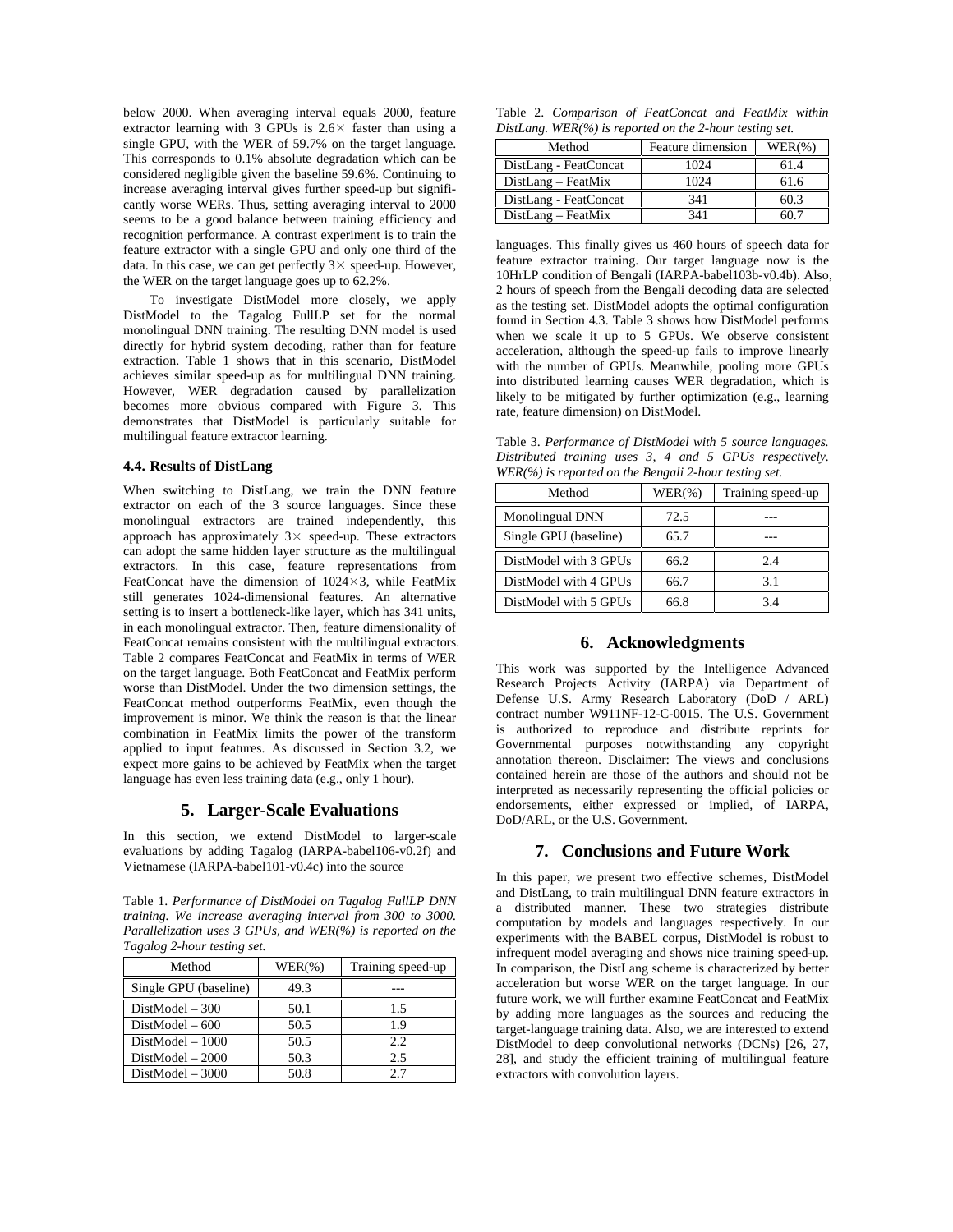below 2000. When averaging interval equals 2000, feature extractor learning with 3 GPUs is 2.6× faster than using a single GPU, with the WER of 59.7% on the target language. This corresponds to 0.1% absolute degradation which can be considered negligible given the baseline 59.6%. Continuing to increase averaging interval gives further speed-up but significantly worse WERs. Thus, setting averaging interval to 2000 seems to be a good balance between training efficiency and recognition performance. A contrast experiment is to train the feature extractor with a single GPU and only one third of the data. In this case, we can get perfectly 3× speed-up. However, the WER on the target language goes up to 62.2%.

To investigate DistModel more closely, we apply DistModel to the Tagalog FullLP set for the normal monolingual DNN training. The resulting DNN model is used directly for hybrid system decoding, rather than for feature extraction. Table 1 shows that in this scenario, DistModel achieves similar speed-up as for multilingual DNN training. However, WER degradation caused by parallelization becomes more obvious compared with Figure 3. This demonstrates that DistModel is particularly suitable for multilingual feature extractor learning.

### 4.4. Results of DistLang

When switching to DistLang, we train the DNN feature extractor on each of the 3 source languages. Since these monolingual extractors are trained independently, this approach has approximately 3× speed-up. These extractors can adopt the same hidden layer structure as the multilingual extractors. In this case, feature representations from FeatConcat have the dimension of 1024×3, while FeatMix still generates 1024-dimensional features. An alternative setting is to insert a bottleneck-like layer, which has 341 units, in each monolingual extractor. Then, feature dimensionality of FeatConcat remains consistent with the multilingual extractors. Table 2 compares FeatConcat and FeatMix in terms of WER on the target language. Both FeatConcat and FeatMix perform worse than DistModel. Under the two dimension settings, the FeatConcat method outperforms FeatMix, even though the improvement is minor. We think the reason is that the linear combination in FeatMix limits the power of the transform applied to input features. As discussed in Section 3.2, we expect more gains to be achieved by FeatMix when the target language has even less training data (e.g., only 1 hour).

## 5. Larger-Scale Evaluations

In this section, we extend DistModel to larger-scale evaluations by adding Tagalog (IARPA-babel106-v0.2f) and Vietnamese (IARPA-babel101-v0.4c) into the source languages. This finally gives us 460 hours of speech data for feature extractor training. Our target language now is the 10HrLP condition of Bengali (IARPA-babel103b-v0.4b). Also, 2 hours of speech from the Bengali decoding data are selected as the testing set. DistModel adopts the optimal configuration found in Section 4.3. Table 3 shows how DistModel performs when we scale it up to 5 GPUs. We observe consistent acceleration, although the speed-up fails to improve linearly with the number of GPUs. Meanwhile, pooling more GPUs into distributed learning causes WER degradation, which is likely to be mitigated by further optimization (e.g., learning rate, feature dimension) on DistModel.

Table 1. *Performance of DistModel on Tagalog FullLP DNN training. We increase averaging interval from 300 to 3000. Parallelization uses 3 GPUs, and WER(%) is reported on the Tagalog 2-hour testing set.*

| Method | WER(%) | Training speed-up |
| --- | --- | --- |
| Single GPU (baseline) | 49.3 | --- |
| DistModel – 300 | 50.1 | 1.5 |
| DistModel – 600 | 50.5 | 1.9 |
| DistModel – 1000 | 50.5 | 2.2 |
| DistModel – 2000 | 50.3 | 2.5 |
| DistModel – 3000 | 50.8 | 2.7 |

Table 2. *Comparison of FeatConcat and FeatMix within DistLang. WER(%) is reported on the 2-hour testing set.*

| Method | Feature dimension | WER(%) |
| --- | --- | --- |
| DistLang - FeatConcat | 1024 | 61.4 |
| DistLang – FeatMix | 1024 | 61.6 |
| DistLang - FeatConcat | 341 | 60.3 |
| DistLang – FeatMix | 341 | 60.7 |

Table 3. *Performance of DistModel with 5 source languages. Distributed training uses 3, 4 and 5 GPUs respectively. WER(%) is reported on the Bengali 2-hour testing set.*

| Method | WER(%) | Training speed-up |
| --- | --- | --- |
| Monolingual DNN | 72.5 | --- |
| Single GPU (baseline) | 65.7 | --- |
| DistModel with 3 GPUs | 66.2 | 2.4 |
| DistModel with 4 GPUs | 66.7 | 3.1 |
| DistModel with 5 GPUs | 66.8 | 3.4 |

## 6. Acknowledgments

This work was supported by the Intelligence Advanced Research Projects Activity (IARPA) via Department of Defense U.S. Army Research Laboratory (DoD / ARL) contract number W911NF-12-C-0015. The U.S. Government is authorized to reproduce and distribute reprints for Governmental purposes notwithstanding any copyright annotation thereon. Disclaimer: The views and conclusions contained herein are those of the authors and should not be interpreted as necessarily representing the official policies or endorsements, either expressed or implied, of IARPA, DoD/ARL, or the U.S. Government.

## 7. Conclusions and Future Work

In this paper, we present two effective schemes, DistModel and DistLang, to train multilingual DNN feature extractors in a distributed manner. These two strategies distribute computation by models and languages respectively. In our experiments with the BABEL corpus, DistModel is robust to infrequent model averaging and shows nice training speed-up. In comparison, the DistLang scheme is characterized by better acceleration but worse WER on the target language. In our future work, we will further examine FeatConcat and FeatMix by adding more languages as the sources and reducing the target-language training data. Also, we are interested to extend DistModel to deep convolutional networks (DCNs) [26, 27, 28], and study the efficient training of multilingual feature extractors with convolution layers.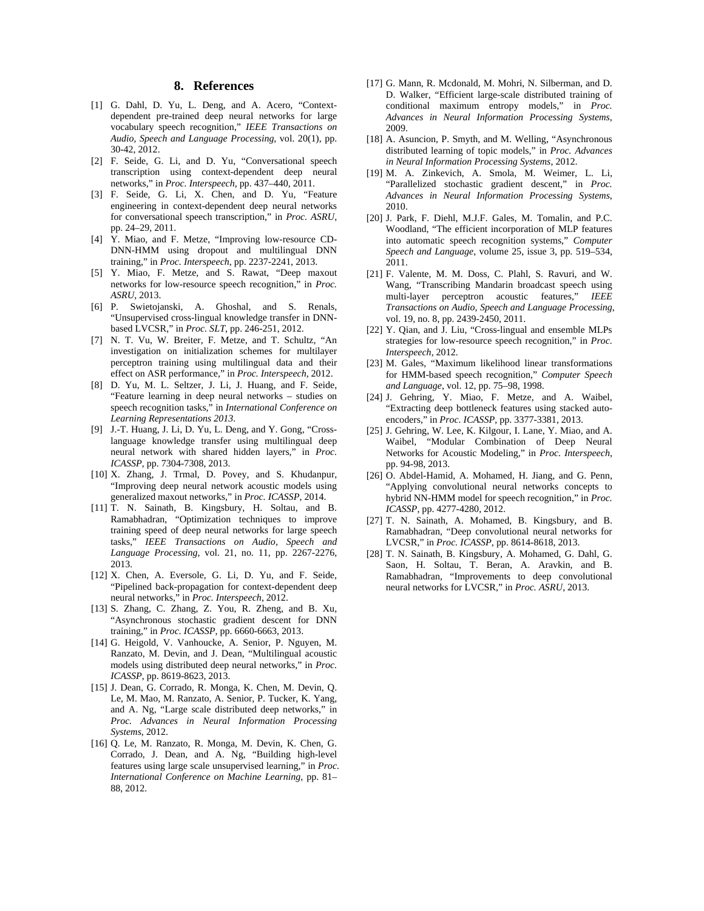## 8. References

[1] G. Dahl, D. Yu, L. Deng, and A. Acero, "Context-dependent pre-trained deep neural networks for large vocabulary speech recognition," *IEEE Transactions on Audio, Speech and Language Processing*, vol. 20(1), pp. 30-42, 2012.

[2] F. Seide, G. Li, and D. Yu, "Conversational speech transcription using context-dependent deep neural networks," in *Proc. Interspeech*, pp. 437–440, 2011.

[3] F. Seide, G. Li, X. Chen, and D. Yu, "Feature engineering in context-dependent deep neural networks for conversational speech transcription," in *Proc. ASRU*, pp. 24–29, 2011.

[4] Y. Miao, and F. Metze, "Improving low-resource CD-DNN-HMM using dropout and multilingual DNN training," in *Proc. Interspeech*, pp. 2237-2241, 2013.

[5] Y. Miao, F. Metze, and S. Rawat, "Deep maxout networks for low-resource speech recognition," in *Proc. ASRU*, 2013.

[6] P. Swietojanski, A. Ghoshal, and S. Renals, "Unsupervised cross-lingual knowledge transfer in DNN-based LVCSR," in *Proc. SLT*, pp. 246-251, 2012.

[7] N. T. Vu, W. Breiter, F. Metze, and T. Schultz, "An investigation on initialization schemes for multilayer perceptron training using multilingual data and their effect on ASR performance," in *Proc. Interspeech*, 2012.

[8] D. Yu, M. L. Seltzer, J. Li, J. Huang, and F. Seide, "Feature learning in deep neural networks – studies on speech recognition tasks," in *International Conference on Learning Representations 2013*.

[9] J.-T. Huang, J. Li, D. Yu, L. Deng, and Y. Gong, "Cross-language knowledge transfer using multilingual deep neural network with shared hidden layers," in *Proc. ICASSP*, pp. 7304-7308, 2013.

[10] X. Zhang, J. Trmal, D. Povey, and S. Khudanpur, "Improving deep neural network acoustic models using generalized maxout networks," in *Proc. ICASSP*, 2014.

[11] T. N. Sainath, B. Kingsbury, H. Soltau, and B. Ramabhadran, "Optimization techniques to improve training speed of deep neural networks for large speech tasks," *IEEE Transactions on Audio, Speech and Language Processing*, vol. 21, no. 11, pp. 2267-2276, 2013.

[12] X. Chen, A. Eversole, G. Li, D. Yu, and F. Seide, "Pipelined back-propagation for context-dependent deep neural networks," in *Proc. Interspeech*, 2012.

[13] S. Zhang, C. Zhang, Z. You, R. Zheng, and B. Xu, "Asynchronous stochastic gradient descent for DNN training," in *Proc. ICASSP*, pp. 6660-6663, 2013.

[14] G. Heigold, V. Vanhoucke, A. Senior, P. Nguyen, M. Ranzato, M. Devin, and J. Dean, "Multilingual acoustic models using distributed deep neural networks," in *Proc. ICASSP*, pp. 8619-8623, 2013.

[15] J. Dean, G. Corrado, R. Monga, K. Chen, M. Devin, Q. Le, M. Mao, M. Ranzato, A. Senior, P. Tucker, K. Yang, and A. Ng, "Large scale distributed deep networks," in *Proc. Advances in Neural Information Processing Systems*, 2012.

[16] Q. Le, M. Ranzato, R. Monga, M. Devin, K. Chen, G. Corrado, J. Dean, and A. Ng, "Building high-level features using large scale unsupervised learning," in *Proc. International Conference on Machine Learning*, pp. 81–88, 2012.

[17] G. Mann, R. Mcdonald, M. Mohri, N. Silberman, and D. D. Walker, "Efficient large-scale distributed training of conditional maximum entropy models," in *Proc. Advances in Neural Information Processing Systems*, 2009.

[18] A. Asuncion, P. Smyth, and M. Welling, "Asynchronous distributed learning of topic models," in *Proc. Advances in Neural Information Processing Systems*, 2012.

[19] M. A. Zinkevich, A. Smola, M. Weimer, L. Li, "Parallelized stochastic gradient descent," in *Proc. Advances in Neural Information Processing Systems*, 2010.

[20] J. Park, F. Diehl, M.J.F. Gales, M. Tomalin, and P.C. Woodland, "The efficient incorporation of MLP features into automatic speech recognition systems," *Computer Speech and Language*, volume 25, issue 3, pp. 519–534, 2011.

[21] F. Valente, M. M. Doss, C. Plahl, S. Ravuri, and W. Wang, "Transcribing Mandarin broadcast speech using multi-layer perceptron acoustic features," *IEEE Transactions on Audio, Speech and Language Processing*, vol. 19, no. 8, pp. 2439-2450, 2011.

[22] Y. Qian, and J. Liu, "Cross-lingual and ensemble MLPs strategies for low-resource speech recognition," in *Proc. Interspeech*, 2012.

[23] M. Gales, "Maximum likelihood linear transformations for HMM-based speech recognition," *Computer Speech and Language*, vol. 12, pp. 75–98, 1998.

[24] J. Gehring, Y. Miao, F. Metze, and A. Waibel, "Extracting deep bottleneck features using stacked auto-encoders," in *Proc. ICASSP*, pp. 3377-3381, 2013.

[25] J. Gehring, W. Lee, K. Kilgour, I. Lane, Y. Miao, and A. Waibel, "Modular Combination of Deep Neural Networks for Acoustic Modeling," in *Proc. Interspeech*, pp. 94-98, 2013.

[26] O. Abdel-Hamid, A. Mohamed, H. Jiang, and G. Penn, "Applying convolutional neural networks concepts to hybrid NN-HMM model for speech recognition," in *Proc. ICASSP*, pp. 4277-4280, 2012.

[27] T. N. Sainath, A. Mohamed, B. Kingsbury, and B. Ramabhadran, "Deep convolutional neural networks for LVCSR," in *Proc. ICASSP*, pp. 8614-8618, 2013.

[28] T. N. Sainath, B. Kingsbury, A. Mohamed, G. Dahl, G. Saon, H. Soltau, T. Beran, A. Aravkin, and B. Ramabhadran, "Improvements to deep convolutional neural networks for LVCSR," in *Proc. ASRU*, 2013.